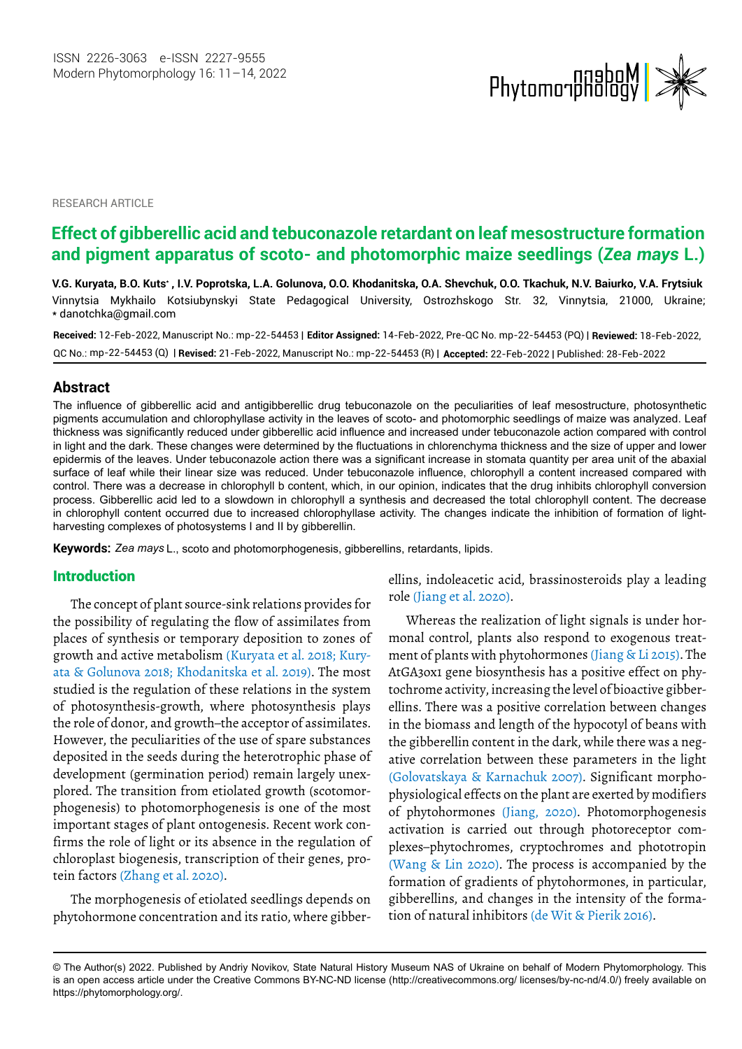RESEARCH ARTICLE

# Effect of gibberellic acid and tebuconazole retardant on leaf mesostructure formation and pigment apparatus of scoto- and photomorphic maize seedlings (*Zea mays* L.)

**V.G. Kuryata, B.O. Kuts\*, I.V. Poprotska, L.A. Golunova, O.O. Khodanitska, O.A. Shevchuk, O.O. Tkachuk, N.V. Baiurko, V.A. Frytsiuk**

Vinnytsia Mykhailo Kotsiubynskyi State Pedagogical University, Ostrozhskogo Str. 32, Vinnytsia, 21000, Ukraine; \* danotchka@gmail.com

**Received:** 12-Feb-2022, Manuscript No.: mp-22-54453 | **Editor Assigned:** 14-Feb-2022, Pre-QC No. mp-22-54453 (PQ) | **Reviewed:** 18-Feb-2022, QC No.: mp-22-54453 (Q) | **Revised:** 21-Feb-2022, Manuscript No.: mp-22-54453 (R) | **Accepted:** 22-Feb-2022 | Published: 28-Feb-2022

## Abstract

The influence of gibberellic acid and antigibberellic drug tebuconazole on the peculiarities of leaf mesostructure, photosynthetic pigments accumulation and chlorophyllase activity in the leaves of scoto- and photomorphic seedlings of maize was analyzed. Leaf thickness was significantly reduced under gibberellic acid influence and increased under tebuconazole action compared with control in light and the dark. These changes were determined by the fluctuations in chlorenchyma thickness and the size of upper and lower epidermis of the leaves. Under tebuconazole action there was a significant increase in stomata quantity per area unit of the abaxial surface of leaf while their linear size was reduced. Under tebuconazole influence, chlorophyll a content increased compared with control. There was a decrease in chlorophyll b content, which, in our opinion, indicates that the drug inhibits chlorophyll conversion process. Gibberellic acid led to a slowdown in chlorophyll a synthesis and decreased the total chlorophyll content. The decrease in chlorophyll content occurred due to increased chlorophyllase activity. The changes indicate the inhibition of formation of light-harvesting complexes of photosystems I and II by gibberellin.

**Keywords:** *Zea mays* L., scoto and photomorphogenesis, gibberellins, retardants, lipids.

## Introduction

The concept of plant source-sink relations provides for the possibility of regulating the flow of assimilates from places of synthesis or temporary deposition to zones of growth and active metabolism (Kuryata et al. 2018; Kuryata & Golunova 2018; Khodanitska et al. 2019). The most studied is the regulation of these relations in the system of photosynthesis-growth, where photosynthesis plays the role of donor, and growth–the acceptor of assimilates. However, the peculiarities of the use of spare substances deposited in the seeds during the heterotrophic phase of development (germination period) remain largely unexplored. The transition from etiolated growth (scotomorphogenesis) to photomorphogenesis is one of the most important stages of plant ontogenesis. Recent work confirms the role of light or its absence in the regulation of chloroplast biogenesis, transcription of their genes, protein factors (Zhang et al. 2020).

The morphogenesis of etiolated seedlings depends on phytohormone concentration and its ratio, where gibberellins, indoleacetic acid, brassinosteroids play a leading role (Jiang et al. 2020).

Whereas the realization of light signals is under hormonal control, plants also respond to exogenous treatment of plants with phytohormones (Jiang & Li 2015). The AtGA3ox1 gene biosynthesis has a positive effect on phytochrome activity, increasing the level of bioactive gibberellins. There was a positive correlation between changes in the biomass and length of the hypocotyl of beans with the gibberellin content in the dark, while there was a negative correlation between these parameters in the light (Golovatskaya & Karnachuk 2007). Significant morphophysiological effects on the plant are exerted by modifiers of phytohormones (Jiang, 2020). Photomorphogenesis activation is carried out through photoreceptor complexes–phytochromes, cryptochromes and phototropin (Wang & Lin 2020). The process is accompanied by the formation of gradients of phytohormones, in particular, gibberellins, and changes in the intensity of the formation of natural inhibitors (de Wit & Pierik 2016).

© The Author(s) 2022. Published by Andriy Novikov, State Natural History Museum NAS of Ukraine on behalf of Modern Phytomorphology. This is an open access article under the Creative Commons BY-NC-ND license (http://creativecommons.org/ licenses/by-nc-nd/4.0/) freely available on https://phytomorphology.org/.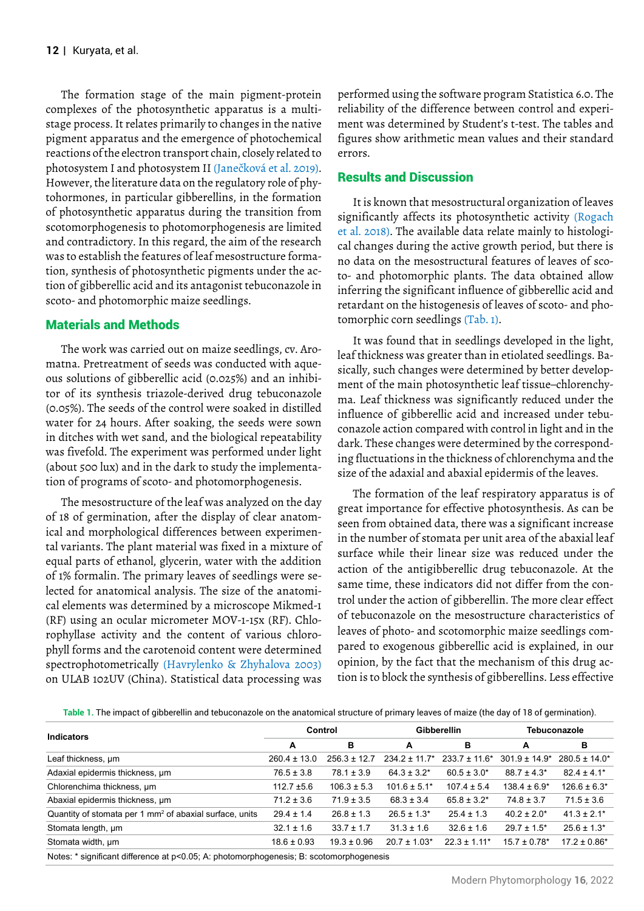The formation stage of the main pigment-protein complexes of the photosynthetic apparatus is a multi-stage process. It relates primarily to changes in the native pigment apparatus and the emergence of photochemical reactions of the electron transport chain, closely related to photosystem I and photosystem II (Janečková et al. 2019). However, the literature data on the regulatory role of phytohormones, in particular gibberellins, in the formation of photosynthetic apparatus during the transition from scotomorphogenesis to photomorphogenesis are limited and contradictory. In this regard, the aim of the research was to establish the features of leaf mesostructure formation, synthesis of photosynthetic pigments under the action of gibberellic acid and its antagonist tebuconazole in scoto- and photomorphic maize seedlings.

## Materials and Methods

The work was carried out on maize seedlings, cv. Aromatna. Pretreatment of seeds was conducted with aqueous solutions of gibberellic acid (0.025%) and an inhibitor of its synthesis triazole-derived drug tebuconazole (0.05%). The seeds of the control were soaked in distilled water for 24 hours. After soaking, the seeds were sown in ditches with wet sand, and the biological repeatability was fivefold. The experiment was performed under light (about 500 lux) and in the dark to study the implementation of programs of scoto- and photomorphogenesis.

The mesostructure of the leaf was analyzed on the day of 18 of germination, after the display of clear anatomical and morphological differences between experimental variants. The plant material was fixed in a mixture of equal parts of ethanol, glycerin, water with the addition of 1% formalin. The primary leaves of seedlings were selected for anatomical analysis. The size of the anatomical elements was determined by a microscope Mikmed-1 (RF) using an ocular micrometer MOV-1-15x (RF). Chlorophyllase activity and the content of various chlorophyll forms and the carotenoid content were determined spectrophotometrically (Havrylenko & Zhyhalova 2003) on ULAB 102UV (China). Statistical data processing was performed using the software program Statistica 6.0. The reliability of the difference between control and experiment was determined by Student's t-test. The tables and figures show arithmetic mean values and their standard errors.

## Results and Discussion

It is known that mesostructural organization of leaves significantly affects its photosynthetic activity (Rogach et al. 2018). The available data relate mainly to histological changes during the active growth period, but there is no data on the mesostructural features of leaves of scoto- and photomorphic plants. The data obtained allow inferring the significant influence of gibberellic acid and retardant on the histogenesis of leaves of scoto- and photomorphic corn seedlings (Tab. 1).

It was found that in seedlings developed in the light, leaf thickness was greater than in etiolated seedlings. Basically, such changes were determined by better development of the main photosynthetic leaf tissue–chlorenchyma. Leaf thickness was significantly reduced under the influence of gibberellic acid and increased under tebuconazole action compared with control in light and in the dark. These changes were determined by the corresponding fluctuations in the thickness of chlorenchyma and the size of the adaxial and abaxial epidermis of the leaves.

The formation of the leaf respiratory apparatus is of great importance for effective photosynthesis. As can be seen from obtained data, there was a significant increase in the number of stomata per unit area of the abaxial leaf surface while their linear size was reduced under the action of the antigibberellic drug tebuconazole. At the same time, these indicators did not differ from the control under the action of gibberellin. The more clear effect of tebuconazole on the mesostructure characteristics of leaves of photo- and scotomorphic maize seedlings compared to exogenous gibberellic acid is explained, in our opinion, by the fact that the mechanism of this drug action is to block the synthesis of gibberellins. Less effective

**Table 1.** The impact of gibberellin and tebuconazole on the anatomical structure of primary leaves of maize (the day of 18 of germination).

| Indicators | Control | | Gibberellin | | Tebuconazole | |
|---|---|---|---|---|---|---|
| | A | B | A | B | A | B |
| Leaf thickness, μm | 260.4 ± 13.0 | 256.3 ± 12.7 | 234.2 ± 11.7* | 233.7 ± 11.6* | 301.9 ± 14.9* | 280.5 ± 14.0* |
| Adaxial epidermis thickness, μm | 76.5 ± 3.8 | 78.1 ± 3.9 | 64.3 ± 3.2* | 60.5 ± 3.0* | 88.7 ± 4.3* | 82.4 ± 4.1* |
| Chlorenchima thickness, μm | 112.7 ±5.6 | 106.3 ± 5.3 | 101.6 ± 5.1* | 107.4 ± 5.4 | 138.4 ± 6.9* | 126.6 ± 6.3* |
| Abaxial epidermis thickness, μm | 71.2 ± 3.6 | 71.9 ± 3.5 | 68.3 ± 3.4 | 65.8 ± 3.2* | 74.8 ± 3.7 | 71.5 ± 3.6 |
| Quantity of stomata per 1 mm$^2$ of abaxial surface, units | 29.4 ± 1.4 | 26.8 ± 1.3 | 26.5 ± 1.3* | 25.4 ± 1.3 | 40.2 ± 2.0* | 41.3 ± 2.1* |
| Stomata length, μm | 32.1 ± 1.6 | 33.7 ± 1.7 | 31.3 ± 1.6 | 32.6 ± 1.6 | 29.7 ± 1.5* | 25.6 ± 1.3* |
| Stomata width, μm | 18.6 ± 0.93 | 19.3 ± 0.96 | 20.7 ± 1.03* | 22.3 ± 1.11* | 15.7 ± 0.78* | 17.2 ± 0.86* |

Notes: * significant difference at p<0.05; A: photomorphogenesis; B: scotomorphogenesis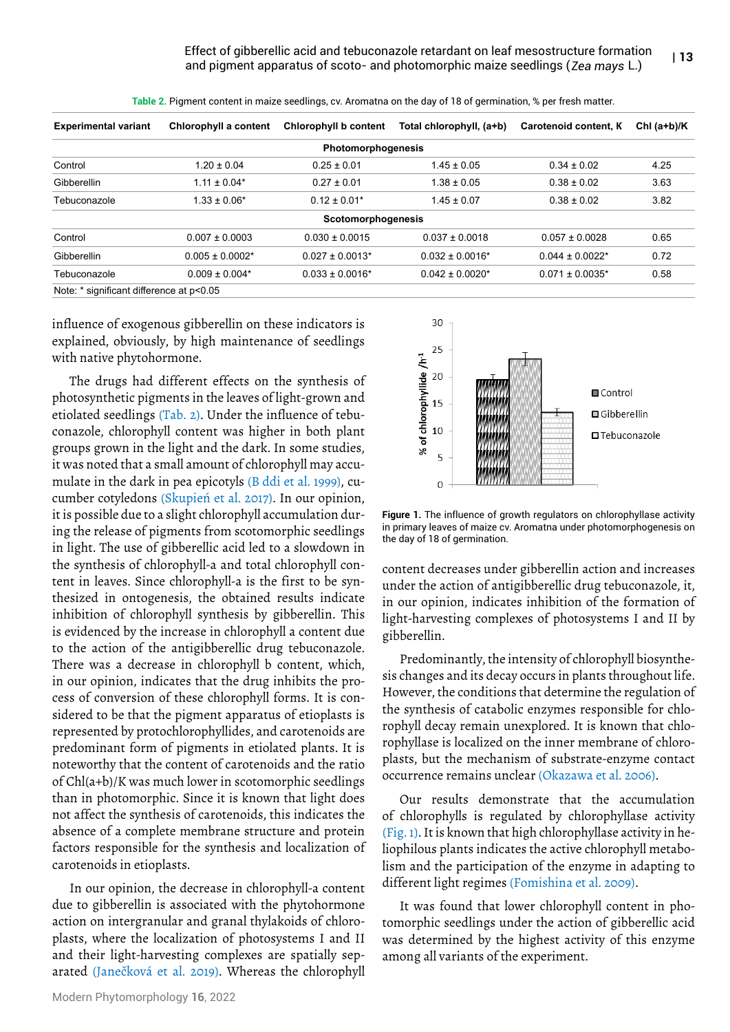Table 2. Pigment content in maize seedlings, cv. Aromatna on the day of 18 of germination, % per fresh matter.

| Experimental variant | Chlorophyll a content | Chlorophyll b content | Total chlorophyll, (a+b) | Carotenoid content, K | Chl (a+b)/K |
|---|---|---|---|---|---|
| **Photomorphogenesis** | | | | | |
| Control | 1.20 ± 0.04 | 0.25 ± 0.01 | 1.45 ± 0.05 | 0.34 ± 0.02 | 4.25 |
| Gibberellin | 1.11 ± 0.04* | 0.27 ± 0.01 | 1.38 ± 0.05 | 0.38 ± 0.02 | 3.63 |
| Tebuconazole | 1.33 ± 0.06* | 0.12 ± 0.01* | 1.45 ± 0.07 | 0.38 ± 0.02 | 3.82 |
| **Scotomorphogenesis** | | | | | |
| Control | 0.007 ± 0.0003 | 0.030 ± 0.0015 | 0.037 ± 0.0018 | 0.057 ± 0.0028 | 0.65 |
| Gibberellin | 0.005 ± 0.0002* | 0.027 ± 0.0013* | 0.032 ± 0.0016* | 0.044 ± 0.0022* | 0.72 |
| Tebuconazole | 0.009 ± 0.004* | 0.033 ± 0.0016* | 0.042 ± 0.0020* | 0.071 ± 0.0035* | 0.58 |

Note: * significant difference at p<0.05

influence of exogenous gibberellin on these indicators is explained, obviously, by high maintenance of seedlings with native phytohormone.

The drugs had different effects on the synthesis of photosynthetic pigments in the leaves of light-grown and etiolated seedlings (Tab. 2). Under the influence of tebuconazole, chlorophyll content was higher in both plant groups grown in the light and the dark. In some studies, it was noted that a small amount of chlorophyll may accumulate in the dark in pea epicotyls (B ddi et al. 1999), cucumber cotyledons (Skupień et al. 2017). In our opinion, it is possible due to a slight chlorophyll accumulation during the release of pigments from scotomorphic seedlings in light. The use of gibberellic acid led to a slowdown in the synthesis of chlorophyll-a and total chlorophyll content in leaves. Since chlorophyll-a is the first to be synthesized in ontogenesis, the obtained results indicate inhibition of chlorophyll synthesis by gibberellin. This is evidenced by the increase in chlorophyll a content due to the action of the antigibberellic drug tebuconazole. There was a decrease in chlorophyll b content, which, in our opinion, indicates that the drug inhibits the process of conversion of these chlorophyll forms. It is considered to be that the pigment apparatus of etioplasts is represented by protochlorophyllides, and carotenoids are predominant form of pigments in etiolated plants. It is noteworthy that the content of carotenoids and the ratio of Chl(a+b)/K was much lower in scotomorphic seedlings than in photomorphic. Since it is known that light does not affect the synthesis of carotenoids, this indicates the absence of a complete membrane structure and protein factors responsible for the synthesis and localization of carotenoids in etioplasts.

In our opinion, the decrease in chlorophyll-a content due to gibberellin is associated with the phytohormone action on intergranular and granal thylakoids of chloroplasts, where the localization of photosystems I and II and their light-harvesting complexes are spatially separated (Janečková et al. 2019). Whereas the chlorophyll content decreases under gibberellin action and increases under the action of antigibberellic drug tebuconazole, it, in our opinion, indicates inhibition of the formation of light-harvesting complexes of photosystems I and II by gibberellin.

Figure 1. The influence of growth regulators on chlorophyllase activity in primary leaves of maize cv. Aromatna under photomorphogenesis on the day of 18 of germination.

Predominantly, the intensity of chlorophyll biosynthesis changes and its decay occurs in plants throughout life. However, the conditions that determine the regulation of the synthesis of catabolic enzymes responsible for chlorophyll decay remain unexplored. It is known that chlorophyllase is localized on the inner membrane of chloroplasts, but the mechanism of substrate-enzyme contact occurrence remains unclear (Okazawa et al. 2006).

Our results demonstrate that the accumulation of chlorophylls is regulated by chlorophyllase activity (Fig. 1). It is known that high chlorophyllase activity in heliophilous plants indicates the active chlorophyll metabolism and the participation of the enzyme in adapting to different light regimes (Fomishina et al. 2009).

It was found that lower chlorophyll content in photomorphic seedlings under the action of gibberellic acid was determined by the highest activity of this enzyme among all variants of the experiment.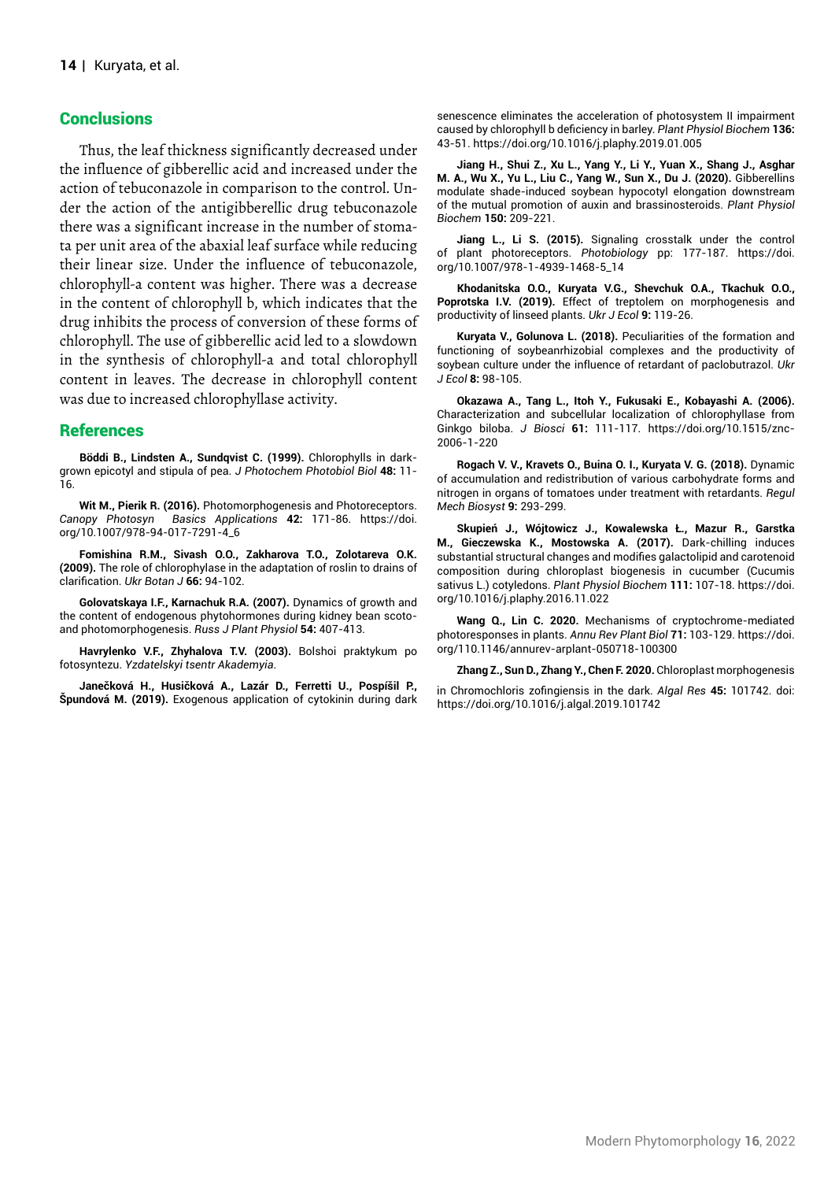## Conclusions

Thus, the leaf thickness significantly decreased under the influence of gibberellic acid and increased under the action of tebuconazole in comparison to the control. Under the action of the antigibberellic drug tebuconazole there was a significant increase in the number of stomata per unit area of the abaxial leaf surface while reducing their linear size. Under the influence of tebuconazole, chlorophyll-a content was higher. There was a decrease in the content of chlorophyll b, which indicates that the drug inhibits the process of conversion of these forms of chlorophyll. The use of gibberellic acid led to a slowdown in the synthesis of chlorophyll-a and total chlorophyll content in leaves. The decrease in chlorophyll content was due to increased chlorophyllase activity.

## References

**Böddi B., Lindsten A., Sundqvist C. (1999).** Chlorophylls in dark-grown epicotyl and stipula of pea. *J Photochem Photobiol Biol* **48:** 11-16.

**Wit M., Pierik R. (2016).** Photomorphogenesis and Photoreceptors. *Canopy Photosyn Basics Applications* **42:** 171-86. https://doi.org/10.1007/978-94-017-7291-4_6

**Fomishina R.M., Sivash O.O., Zakharova T.O., Zolotareva O.K. (2009).** The role of chlorophylase in the adaptation of roslin to drains of clarification. *Ukr Botan J* **66:** 94-102.

**Golovatskaya I.F., Karnachuk R.A. (2007).** Dynamics of growth and the content of endogenous phytohormones during kidney bean scoto- and photomorphogenesis. *Russ J Plant Physiol* **54:** 407-413.

**Havrylenko V.F., Zhyhalova T.V. (2003).** Bolshoi praktykum po fotosyntezu. *Yzdatelskyi tsentr Akademyia.*

**Janečková H., Husičková A., Lazár D., Ferretti U., Pospíšil P., Špundová M. (2019).** Exogenous application of cytokinin during dark senescence eliminates the acceleration of photosystem II impairment caused by chlorophyll b deficiency in barley. *Plant Physiol Biochem* **136:** 43-51. https://doi.org/10.1016/j.plaphy.2019.01.005

**Jiang H., Shui Z., Xu L., Yang Y., Li Y., Yuan X., Shang J., Asghar M. A., Wu X., Yu L., Liu C., Yang W., Sun X., Du J. (2020).** Gibberellins modulate shade-induced soybean hypocotyl elongation downstream of the mutual promotion of auxin and brassinosteroids. *Plant Physiol Biochem* **150:** 209-221.

**Jiang L., Li S. (2015).** Signaling crosstalk under the control of plant photoreceptors. *Photobiology* pp: 177-187. https://doi.org/10.1007/978-1-4939-1468-5_14

**Khodanitska O.O., Kuryata V.G., Shevchuk O.A., Tkachuk O.O., Poprotska I.V. (2019).** Effect of treptolem on morphogenesis and productivity of linseed plants. *Ukr J Ecol* **9:** 119-26.

**Kuryata V., Golunova L. (2018).** Peculiarities of the formation and functioning of soybeanrhizobial complexes and the productivity of soybean culture under the influence of retardant of paclobutrazol. *Ukr J Ecol* **8:** 98-105.

**Okazawa A., Tang L., Itoh Y., Fukusaki E., Kobayashi A. (2006).** Characterization and subcellular localization of chlorophyllase from Ginkgo biloba. *J Biosci* **61:** 111-117. https://doi.org/10.1515/znc-2006-1-220

**Rogach V. V., Kravets O., Buina O. I., Kuryata V. G. (2018).** Dynamic of accumulation and redistribution of various carbohydrate forms and nitrogen in organs of tomatoes under treatment with retardants. *Regul Mech Biosyst* **9:** 293-299.

**Skupień J., Wójtowicz J., Kowalewska Ł., Mazur R., Garstka M., Gieczewska K., Mostowska A. (2017).** Dark-chilling induces substantial structural changes and modifies galactolipid and carotenoid composition during chloroplast biogenesis in cucumber (Cucumis sativus L.) cotyledons. *Plant Physiol Biochem* **111:** 107-18. https://doi.org/10.1016/j.plaphy.2016.11.022

**Wang Q., Lin C. 2020.** Mechanisms of cryptochrome-mediated photoresponses in plants. *Annu Rev Plant Biol* **71:** 103-129. https://doi.org/110.1146/annurev-arplant-050718-100300

**Zhang Z., Sun D., Zhang Y., Chen F. 2020.** Chloroplast morphogenesis in Chromochloris zofingiensis in the dark. *Algal Res* **45:** 101742. doi: https://doi.org/10.1016/j.algal.2019.101742